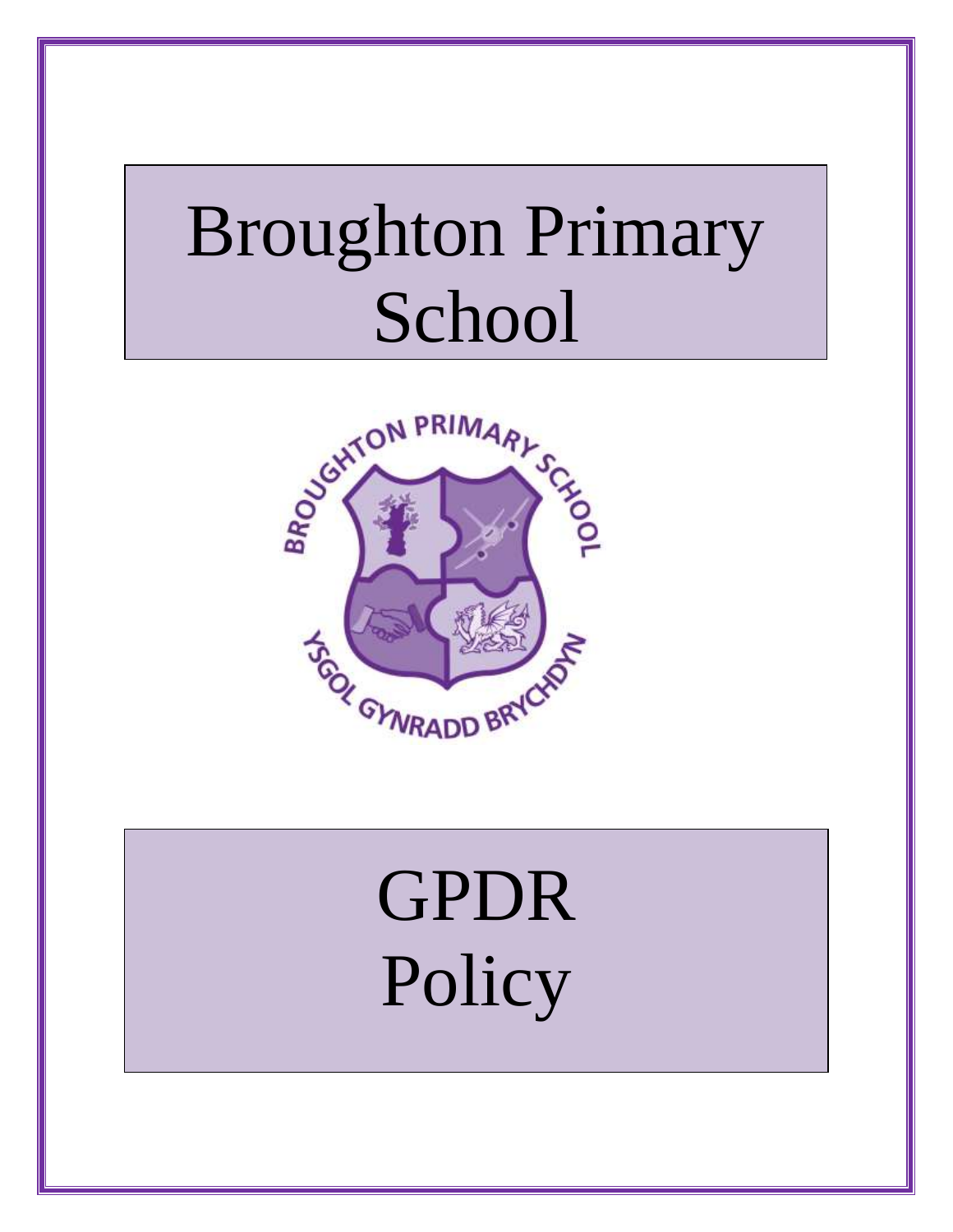# Broughton Primary School

# GPDR Policy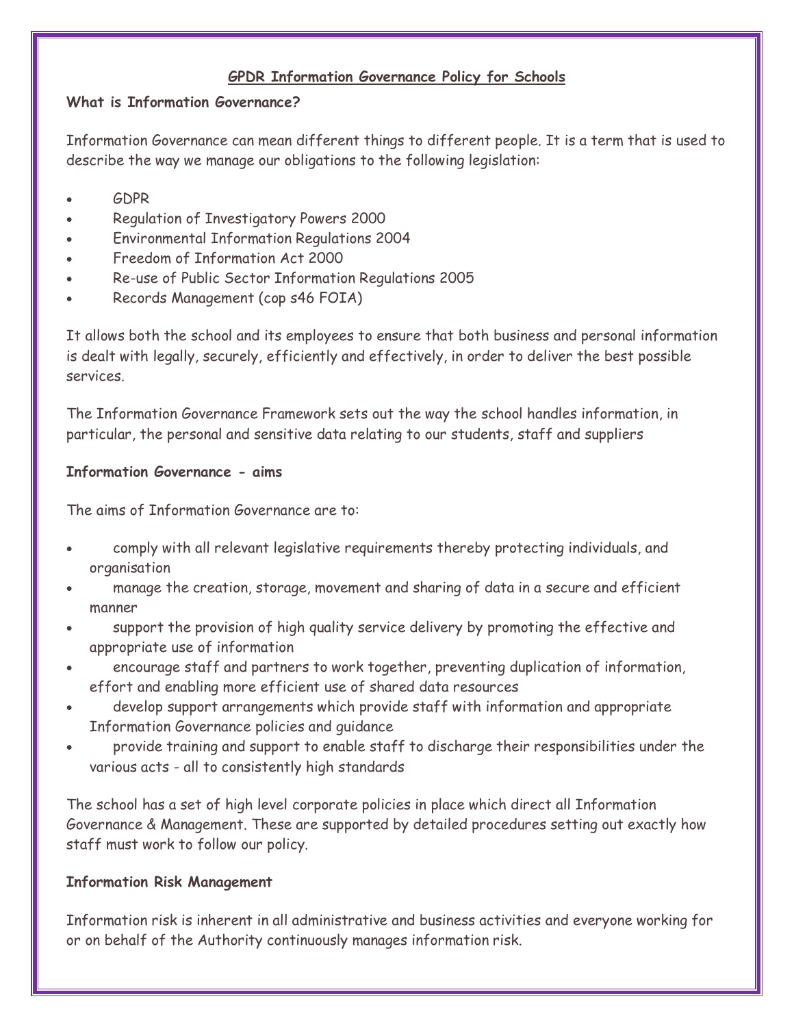**GPDR Information Governance Policy for Schools**

**What is Information Governance?**

Information Governance can mean different things to different people. It is a term that is used to describe the way we manage our obligations to the following legislation:

- GDPR
- Regulation of Investigatory Powers 2000
- Environmental Information Regulations 2004
- Freedom of Information Act 2000
- Re-use of Public Sector Information Regulations 2005
- Records Management (cop s46 FOIA)

It allows both the school and its employees to ensure that both business and personal information is dealt with legally, securely, efficiently and effectively, in order to deliver the best possible services.

The Information Governance Framework sets out the way the school handles information, in particular, the personal and sensitive data relating to our students, staff and suppliers

**Information Governance - aims**

The aims of Information Governance are to:

- comply with all relevant legislative requirements thereby protecting individuals, and organisation
- manage the creation, storage, movement and sharing of data in a secure and efficient manner
- support the provision of high quality service delivery by promoting the effective and appropriate use of information
- encourage staff and partners to work together, preventing duplication of information, effort and enabling more efficient use of shared data resources
- develop support arrangements which provide staff with information and appropriate Information Governance policies and guidance
- provide training and support to enable staff to discharge their responsibilities under the various acts - all to consistently high standards

The school has a set of high level corporate policies in place which direct all Information Governance & Management. These are supported by detailed procedures setting out exactly how staff must work to follow our policy.

**Information Risk Management**

Information risk is inherent in all administrative and business activities and everyone working for or on behalf of the Authority continuously manages information risk.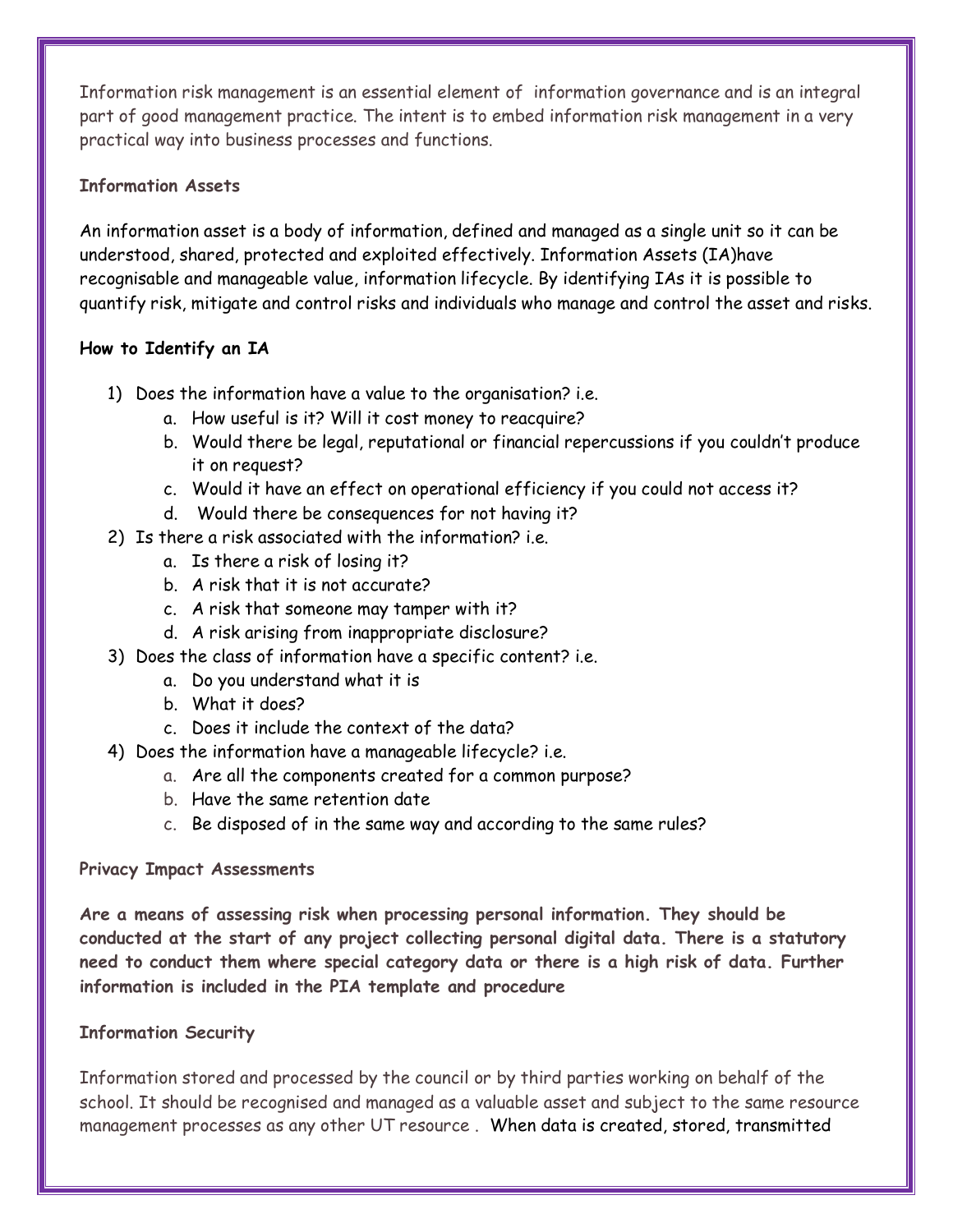Information risk management is an essential element of information governance and is an integral part of good management practice. The intent is to embed information risk management in a very practical way into business processes and functions.

**Information Assets**

An information asset is a body of information, defined and managed as a single unit so it can be understood, shared, protected and exploited effectively. Information Assets (IA)have recognisable and manageable value, information lifecycle. By identifying IAs it is possible to quantify risk, mitigate and control risks and individuals who manage and control the asset and risks.

**How to Identify an IA**

1) Does the information have a value to the organisation? i.e.
   a. How useful is it? Will it cost money to reacquire?
   b. Would there be legal, reputational or financial repercussions if you couldn't produce it on request?
   c. Would it have an effect on operational efficiency if you could not access it?
   d. Would there be consequences for not having it?
2) Is there a risk associated with the information? i.e.
   a. Is there a risk of losing it?
   b. A risk that it is not accurate?
   c. A risk that someone may tamper with it?
   d. A risk arising from inappropriate disclosure?
3) Does the class of information have a specific content? i.e.
   a. Do you understand what it is
   b. What it does?
   c. Does it include the context of the data?
4) Does the information have a manageable lifecycle? i.e.
   a. Are all the components created for a common purpose?
   b. Have the same retention date
   c. Be disposed of in the same way and according to the same rules?

**Privacy Impact Assessments**

**Are a means of assessing risk when processing personal information. They should be conducted at the start of any project collecting personal digital data. There is a statutory need to conduct them where special category data or there is a high risk of data. Further information is included in the PIA template and procedure**

**Information Security**

Information stored and processed by the council or by third parties working on behalf of the school. It should be recognised and managed as a valuable asset and subject to the same resource management processes as any other UT resource . When data is created, stored, transmitted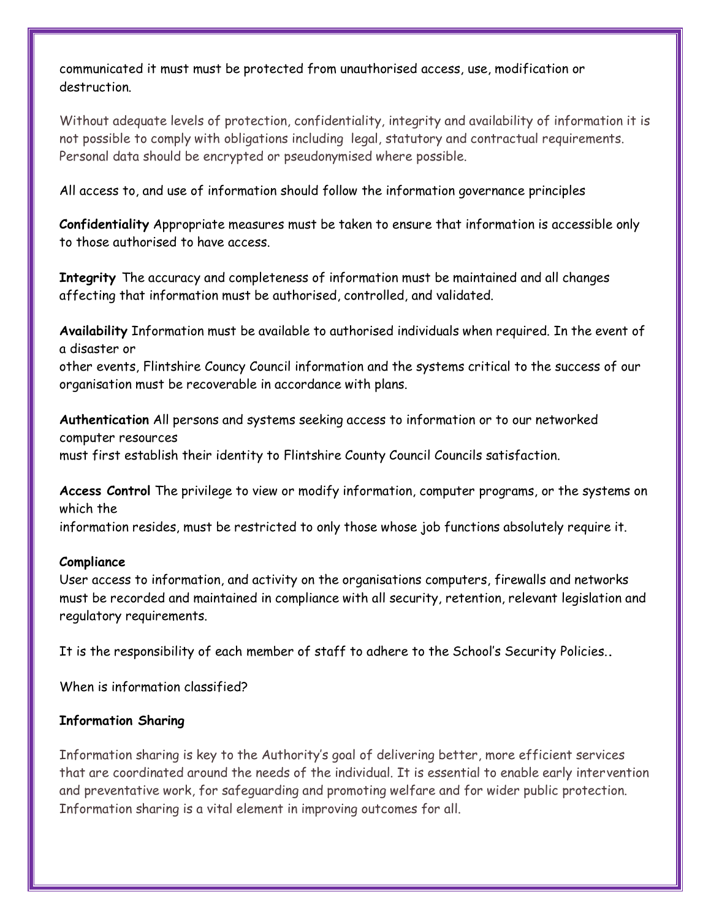communicated it must must be protected from unauthorised access, use, modification or destruction.

Without adequate levels of protection, confidentiality, integrity and availability of information it is not possible to comply with obligations including  legal, statutory and contractual requirements. Personal data should be encrypted or pseudonymised where possible.

All access to, and use of information should follow the information governance principles

**Confidentiality** Appropriate measures must be taken to ensure that information is accessible only to those authorised to have access.

**Integrity** The accuracy and completeness of information must be maintained and all changes affecting that information must be authorised, controlled, and validated.

**Availability** Information must be available to authorised individuals when required. In the event of a disaster or
other events, Flintshire Councy Council information and the systems critical to the success of our organisation must be recoverable in accordance with plans.

**Authentication** All persons and systems seeking access to information or to our networked computer resources
must first establish their identity to Flintshire County Council Councils satisfaction.

**Access Control** The privilege to view or modify information, computer programs, or the systems on which the
information resides, must be restricted to only those whose job functions absolutely require it.

**Compliance**
User access to information, and activity on the organisations computers, firewalls and networks must be recorded and maintained in compliance with all security, retention, relevant legislation and regulatory requirements.

It is the responsibility of each member of staff to adhere to the School's Security Policies..

When is information classified?

**Information Sharing**

Information sharing is key to the Authority's goal of delivering better, more efficient services that are coordinated around the needs of the individual. It is essential to enable early intervention and preventative work, for safeguarding and promoting welfare and for wider public protection. Information sharing is a vital element in improving outcomes for all.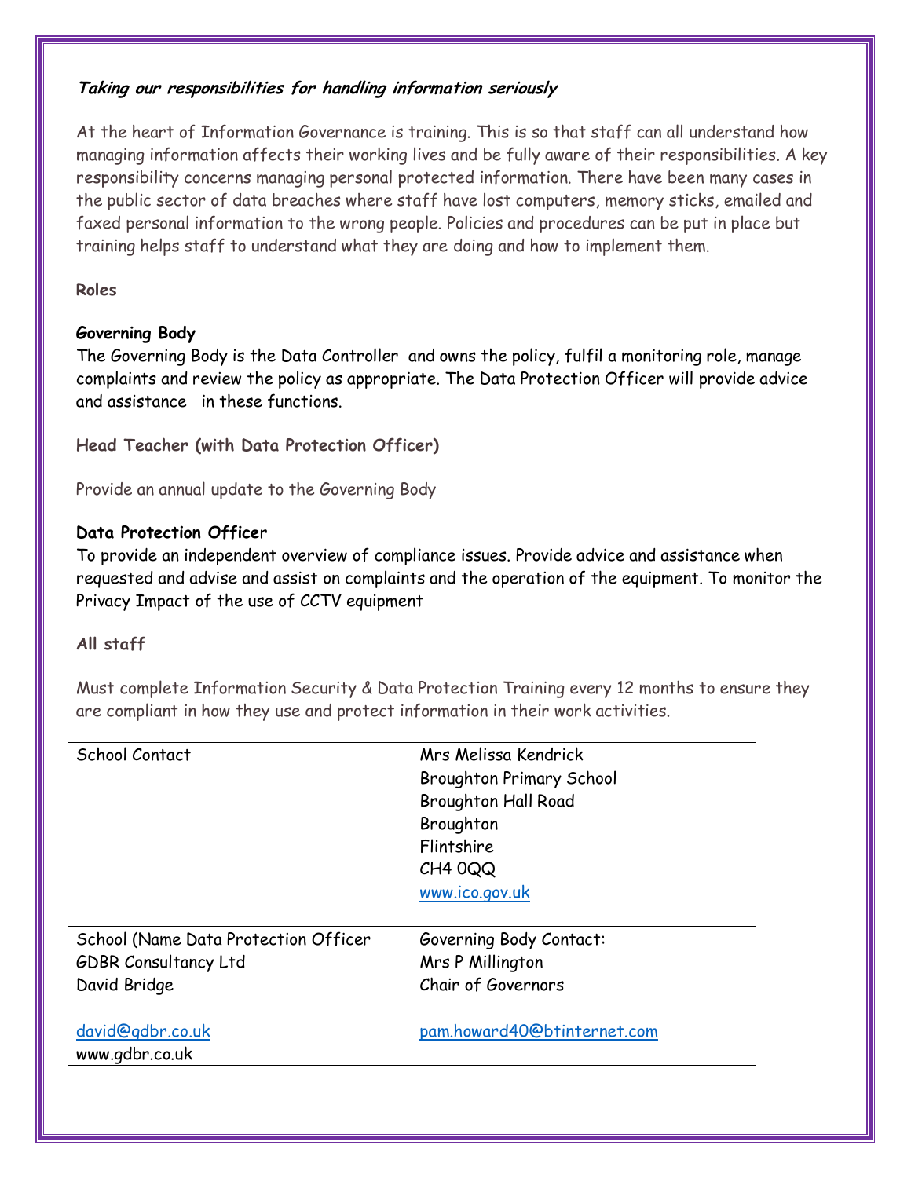***Taking our responsibilities for handling information seriously***

At the heart of Information Governance is training. This is so that staff can all understand how managing information affects their working lives and be fully aware of their responsibilities. A key responsibility concerns managing personal protected information. There have been many cases in the public sector of data breaches where staff have lost computers, memory sticks, emailed and faxed personal information to the wrong people. Policies and procedures can be put in place but training helps staff to understand what they are doing and how to implement them.

**Roles**

**Governing Body**

The Governing Body is the Data Controller and owns the policy, fulfil a monitoring role, manage complaints and review the policy as appropriate. The Data Protection Officer will provide advice and assistance in these functions.

**Head Teacher (with Data Protection Officer)**

Provide an annual update to the Governing Body

**Data Protection Officer**

To provide an independent overview of compliance issues. Provide advice and assistance when requested and advise and assist on complaints and the operation of the equipment. To monitor the Privacy Impact of the use of CCTV equipment

**All staff**

Must complete Information Security & Data Protection Training every 12 months to ensure they are compliant in how they use and protect information in their work activities.

| School Contact | Mrs Melissa Kendrick<br>Broughton Primary School<br>Broughton Hall Road<br>Broughton<br>Flintshire<br>CH4 0QQ |
|---|---|
| | www.ico.gov.uk |
| School (Name Data Protection Officer<br>GDBR Consultancy Ltd<br>David Bridge | Governing Body Contact:<br>Mrs P Millington<br>Chair of Governors |
| david@gdbr.co.uk<br>www.gdbr.co.uk | pam.howard40@btinternet.com |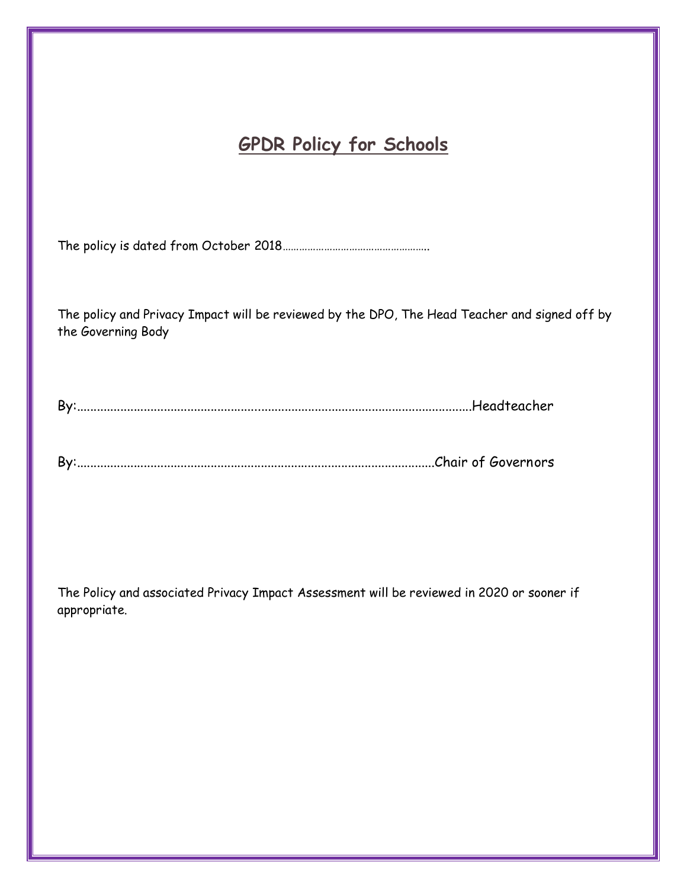# GPDR Policy for Schools

The policy is dated from October 2018…………………………………………….

The policy and Privacy Impact will be reviewed by the DPO, The Head Teacher and signed off by the Governing Body

By:……………………………………………………………………………………………………Headteacher

By:………………………………………………………………………………………….Chair of Governors

The Policy and associated Privacy Impact Assessment will be reviewed in 2020 or sooner if appropriate.